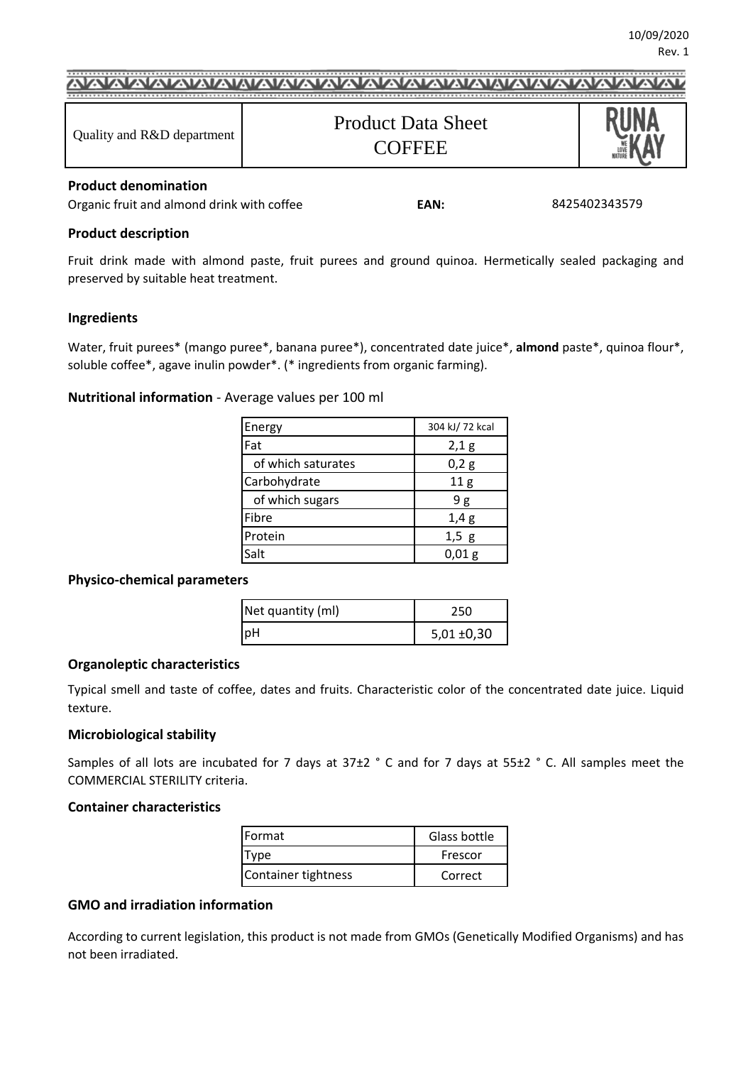10/09/2020
Rev. 1

| Quality and R&D department | Product Data Sheet COFFEE | RUNA KAY |
|---|---|---|

## Product denomination

Organic fruit and almond drink with coffee **EAN:** 8425402343579

## Product description

Fruit drink made with almond paste, fruit purees and ground quinoa. Hermetically sealed packaging and preserved by suitable heat treatment.

## Ingredients

Water, fruit purees* (mango puree*, banana puree*), concentrated date juice*, **almond** paste*, quinoa flour*, soluble coffee*, agave inulin powder*. (* ingredients from organic farming).

## Nutritional information - Average values per 100 ml

| Energy | 304 kJ/ 72 kcal |
|---|---|
| Fat | 2,1 g |
| of which saturates | 0,2 g |
| Carbohydrate | 11 g |
| of which sugars | 9 g |
| Fibre | 1,4 g |
| Protein | 1,5 g |
| Salt | 0,01 g |

## Physico-chemical parameters

| Net quantity (ml) | 250 |
|---|---|
| pH | 5,01 ±0,30 |

## Organoleptic characteristics

Typical smell and taste of coffee, dates and fruits. Characteristic color of the concentrated date juice. Liquid texture.

## Microbiological stability

Samples of all lots are incubated for 7 days at 37±2 ° C and for 7 days at 55±2 ° C. All samples meet the COMMERCIAL STERILITY criteria.

## Container characteristics

| Format | Glass bottle |
|---|---|
| Type | Frescor |
| Container tightness | Correct |

## GMO and irradiation information

According to current legislation, this product is not made from GMOs (Genetically Modified Organisms) and has not been irradiated.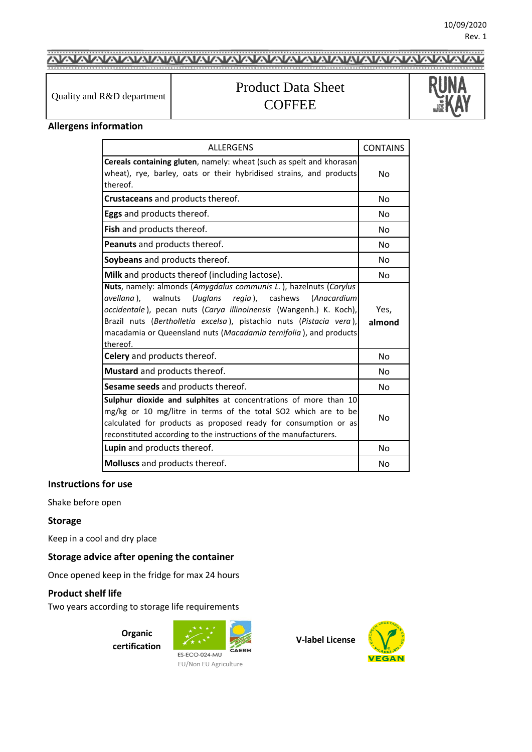10/09/2020
Rev. 1

| Quality and R&D department | Product Data Sheet COFFEE | RUNA KAY |
|---|---|---|

## Allergens information

| ALLERGENS | CONTAINS |
|---|---|
| **Cereals containing gluten**, namely: wheat (such as spelt and khorasan wheat), rye, barley, oats or their hybridised strains, and products thereof. | No |
| **Crustaceans** and products thereof. | No |
| **Eggs** and products thereof. | No |
| **Fish** and products thereof. | No |
| **Peanuts** and products thereof. | No |
| **Soybeans** and products thereof. | No |
| **Milk** and products thereof (including lactose). | No |
| **Nuts**, namely: almonds (*Amygdalus communis L.*), hazelnuts (*Corylus avellana*), walnuts (*Juglans regia*), cashews (*Anacardium occidentale*), pecan nuts (*Carya illinoinensis* (Wangenh.) K. Koch), Brazil nuts (*Bertholletia excelsa*), pistachio nuts (*Pistacia vera*), macadamia or Queensland nuts (*Macadamia ternifolia*), and products thereof. | Yes, **almond** |
| **Celery** and products thereof. | No |
| **Mustard** and products thereof. | No |
| **Sesame seeds** and products thereof. | No |
| **Sulphur dioxide and sulphites** at concentrations of more than 10 mg/kg or 10 mg/litre in terms of the total SO2 which are to be calculated for products as proposed ready for consumption or as reconstituted according to the instructions of the manufacturers. | No |
| **Lupin** and products thereof. | No |
| **Molluscs** and products thereof. | No |

## Instructions for use

Shake before open

## Storage

Keep in a cool and dry place

## Storage advice after opening the container

Once opened keep in the fridge for max 24 hours

## Product shelf life

Two years according to storage life requirements

**Organic certification**

ES-ECO-024-MU
EU/Non EU Agriculture
CAERM

**V-label License**

VEGAN